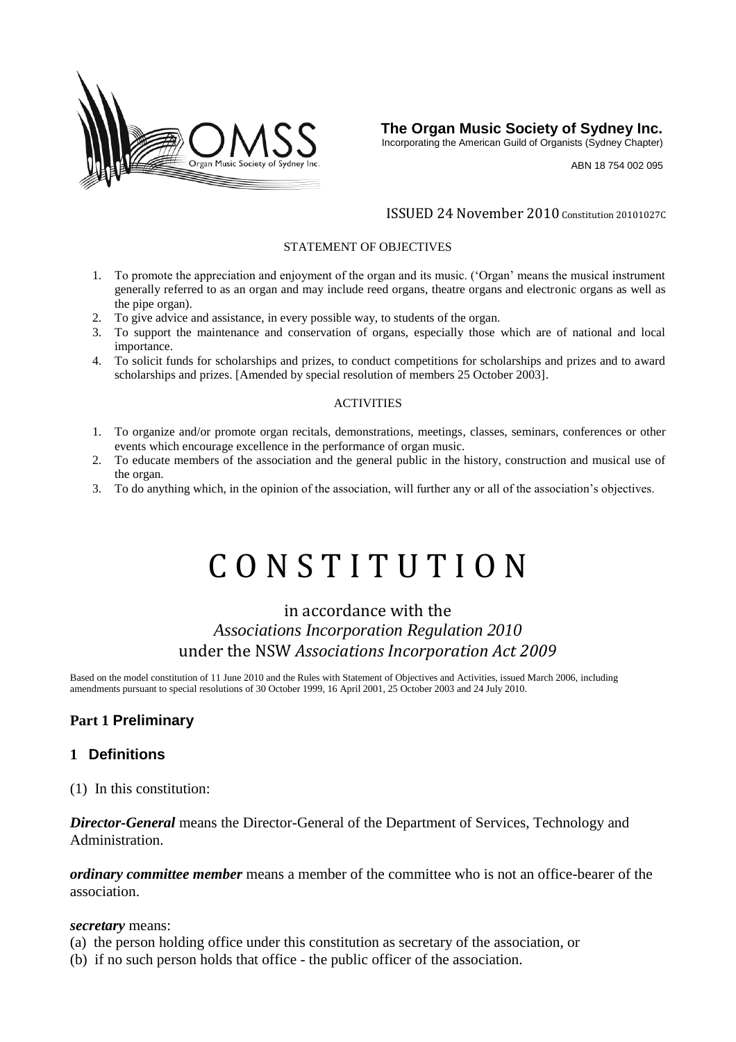**The Organ Music Society of Sydney Inc.**
Incorporating the American Guild of Organists (Sydney Chapter)

ABN 18 754 002 095

ISSUED 24 November 2010 Constitution 20101027C

STATEMENT OF OBJECTIVES

1. To promote the appreciation and enjoyment of the organ and its music. ('Organ' means the musical instrument generally referred to as an organ and may include reed organs, theatre organs and electronic organs as well as the pipe organ).
2. To give advice and assistance, in every possible way, to students of the organ.
3. To support the maintenance and conservation of organs, especially those which are of national and local importance.
4. To solicit funds for scholarships and prizes, to conduct competitions for scholarships and prizes and to award scholarships and prizes. [Amended by special resolution of members 25 October 2003].

ACTIVITIES

1. To organize and/or promote organ recitals, demonstrations, meetings, classes, seminars, conferences or other events which encourage excellence in the performance of organ music.
2. To educate members of the association and the general public in the history, construction and musical use of the organ.
3. To do anything which, in the opinion of the association, will further any or all of the association's objectives.

# CONSTITUTION

in accordance with the
*Associations Incorporation Regulation 2010*
under the NSW *Associations Incorporation Act 2009*

Based on the model constitution of 11 June 2010 and the Rules with Statement of Objectives and Activities, issued March 2006, including amendments pursuant to special resolutions of 30 October 1999, 16 April 2001, 25 October 2003 and 24 July 2010.

## Part 1 Preliminary

### 1 Definitions

(1) In this constitution:

***Director-General*** means the Director-General of the Department of Services, Technology and Administration.

***ordinary committee member*** means a member of the committee who is not an office-bearer of the association.

***secretary*** means:
(a) the person holding office under this constitution as secretary of the association, or
(b) if no such person holds that office - the public officer of the association.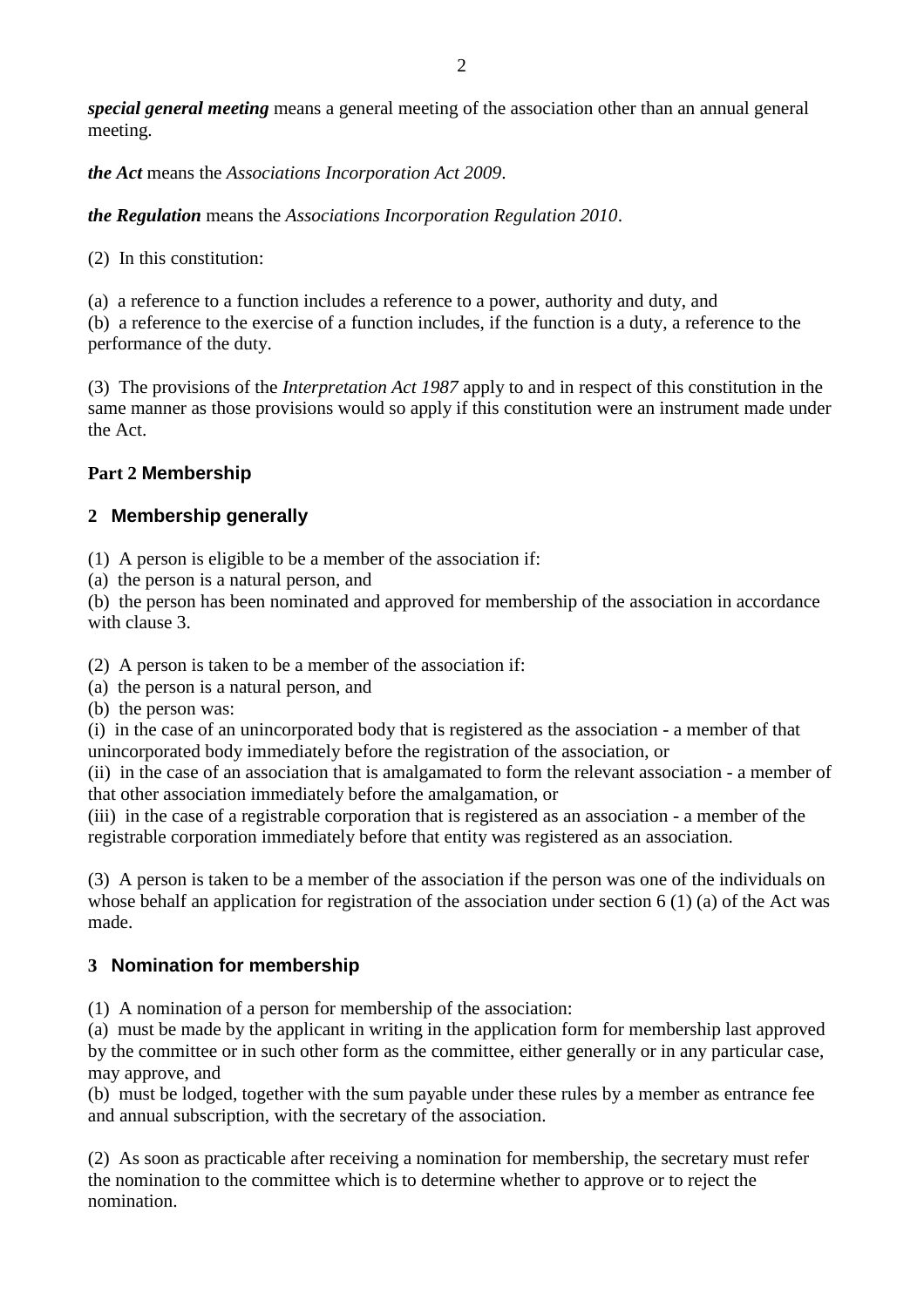***special general meeting*** means a general meeting of the association other than an annual general meeting.

***the Act*** means the *Associations Incorporation Act 2009*.

***the Regulation*** means the *Associations Incorporation Regulation 2010*.

(2) In this constitution:

(a) a reference to a function includes a reference to a power, authority and duty, and
(b) a reference to the exercise of a function includes, if the function is a duty, a reference to the performance of the duty.

(3) The provisions of the *Interpretation Act 1987* apply to and in respect of this constitution in the same manner as those provisions would so apply if this constitution were an instrument made under the Act.

## Part 2 Membership

### 2 Membership generally

(1) A person is eligible to be a member of the association if:
(a) the person is a natural person, and
(b) the person has been nominated and approved for membership of the association in accordance with clause 3.

(2) A person is taken to be a member of the association if:
(a) the person is a natural person, and
(b) the person was:
(i) in the case of an unincorporated body that is registered as the association - a member of that unincorporated body immediately before the registration of the association, or
(ii) in the case of an association that is amalgamated to form the relevant association - a member of that other association immediately before the amalgamation, or
(iii) in the case of a registrable corporation that is registered as an association - a member of the registrable corporation immediately before that entity was registered as an association.

(3) A person is taken to be a member of the association if the person was one of the individuals on whose behalf an application for registration of the association under section 6 (1) (a) of the Act was made.

### 3 Nomination for membership

(1) A nomination of a person for membership of the association:
(a) must be made by the applicant in writing in the application form for membership last approved by the committee or in such other form as the committee, either generally or in any particular case, may approve, and
(b) must be lodged, together with the sum payable under these rules by a member as entrance fee and annual subscription, with the secretary of the association.

(2) As soon as practicable after receiving a nomination for membership, the secretary must refer the nomination to the committee which is to determine whether to approve or to reject the nomination.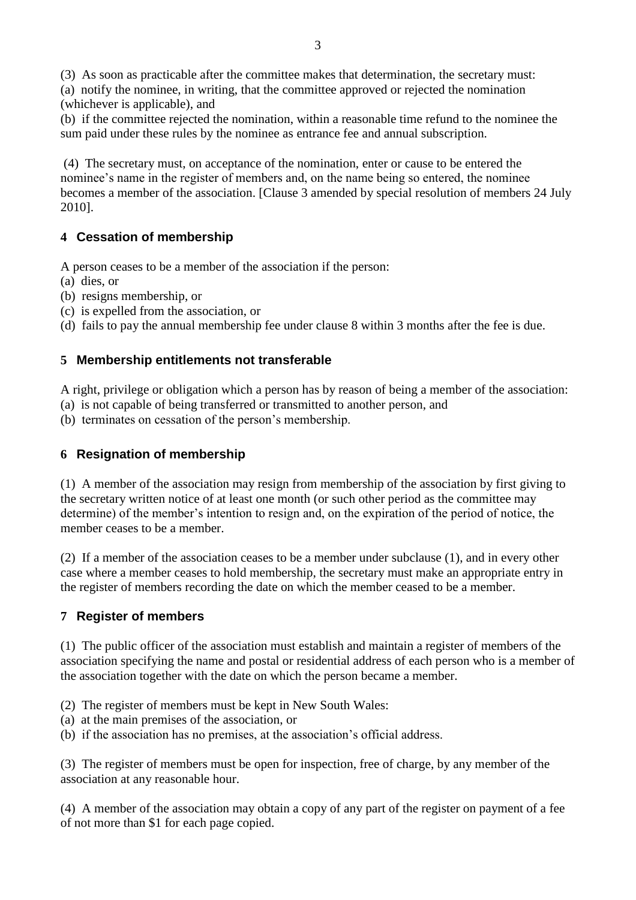(3) As soon as practicable after the committee makes that determination, the secretary must:

(a) notify the nominee, in writing, that the committee approved or rejected the nomination (whichever is applicable), and

(b) if the committee rejected the nomination, within a reasonable time refund to the nominee the sum paid under these rules by the nominee as entrance fee and annual subscription.

(4) The secretary must, on acceptance of the nomination, enter or cause to be entered the nominee's name in the register of members and, on the name being so entered, the nominee becomes a member of the association. [Clause 3 amended by special resolution of members 24 July 2010].

### 4 Cessation of membership

A person ceases to be a member of the association if the person:

(a) dies, or

(b) resigns membership, or

(c) is expelled from the association, or

(d) fails to pay the annual membership fee under clause 8 within 3 months after the fee is due.

### 5 Membership entitlements not transferable

A right, privilege or obligation which a person has by reason of being a member of the association:

(a) is not capable of being transferred or transmitted to another person, and

(b) terminates on cessation of the person's membership.

### 6 Resignation of membership

(1) A member of the association may resign from membership of the association by first giving to the secretary written notice of at least one month (or such other period as the committee may determine) of the member's intention to resign and, on the expiration of the period of notice, the member ceases to be a member.

(2) If a member of the association ceases to be a member under subclause (1), and in every other case where a member ceases to hold membership, the secretary must make an appropriate entry in the register of members recording the date on which the member ceased to be a member.

### 7 Register of members

(1) The public officer of the association must establish and maintain a register of members of the association specifying the name and postal or residential address of each person who is a member of the association together with the date on which the person became a member.

(2) The register of members must be kept in New South Wales:

(a) at the main premises of the association, or

(b) if the association has no premises, at the association's official address.

(3) The register of members must be open for inspection, free of charge, by any member of the association at any reasonable hour.

(4) A member of the association may obtain a copy of any part of the register on payment of a fee of not more than $1 for each page copied.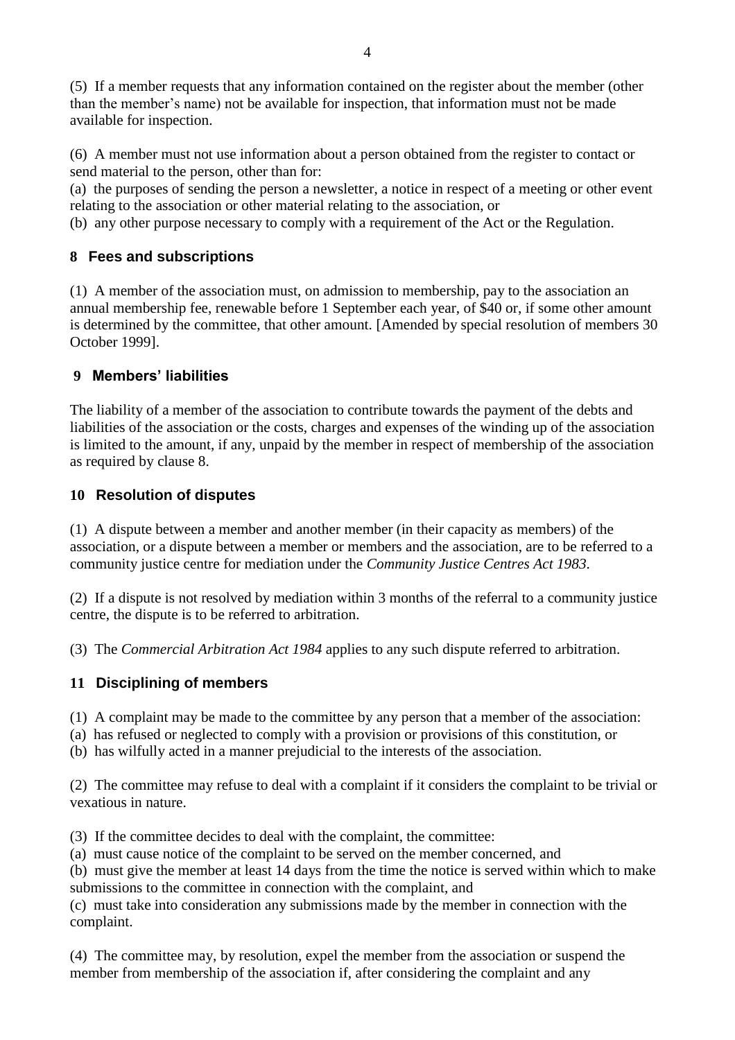(5) If a member requests that any information contained on the register about the member (other than the member's name) not be available for inspection, that information must not be made available for inspection.

(6) A member must not use information about a person obtained from the register to contact or send material to the person, other than for:

(a) the purposes of sending the person a newsletter, a notice in respect of a meeting or other event relating to the association or other material relating to the association, or

(b) any other purpose necessary to comply with a requirement of the Act or the Regulation.

## 8 Fees and subscriptions

(1) A member of the association must, on admission to membership, pay to the association an annual membership fee, renewable before 1 September each year, of $40 or, if some other amount is determined by the committee, that other amount. [Amended by special resolution of members 30 October 1999].

## 9 Members' liabilities

The liability of a member of the association to contribute towards the payment of the debts and liabilities of the association or the costs, charges and expenses of the winding up of the association is limited to the amount, if any, unpaid by the member in respect of membership of the association as required by clause 8.

## 10 Resolution of disputes

(1) A dispute between a member and another member (in their capacity as members) of the association, or a dispute between a member or members and the association, are to be referred to a community justice centre for mediation under the *Community Justice Centres Act 1983*.

(2) If a dispute is not resolved by mediation within 3 months of the referral to a community justice centre, the dispute is to be referred to arbitration.

(3) The *Commercial Arbitration Act 1984* applies to any such dispute referred to arbitration.

## 11 Disciplining of members

(1) A complaint may be made to the committee by any person that a member of the association:

(a) has refused or neglected to comply with a provision or provisions of this constitution, or

(b) has wilfully acted in a manner prejudicial to the interests of the association.

(2) The committee may refuse to deal with a complaint if it considers the complaint to be trivial or vexatious in nature.

(3) If the committee decides to deal with the complaint, the committee:

(a) must cause notice of the complaint to be served on the member concerned, and

(b) must give the member at least 14 days from the time the notice is served within which to make submissions to the committee in connection with the complaint, and

(c) must take into consideration any submissions made by the member in connection with the complaint.

(4) The committee may, by resolution, expel the member from the association or suspend the member from membership of the association if, after considering the complaint and any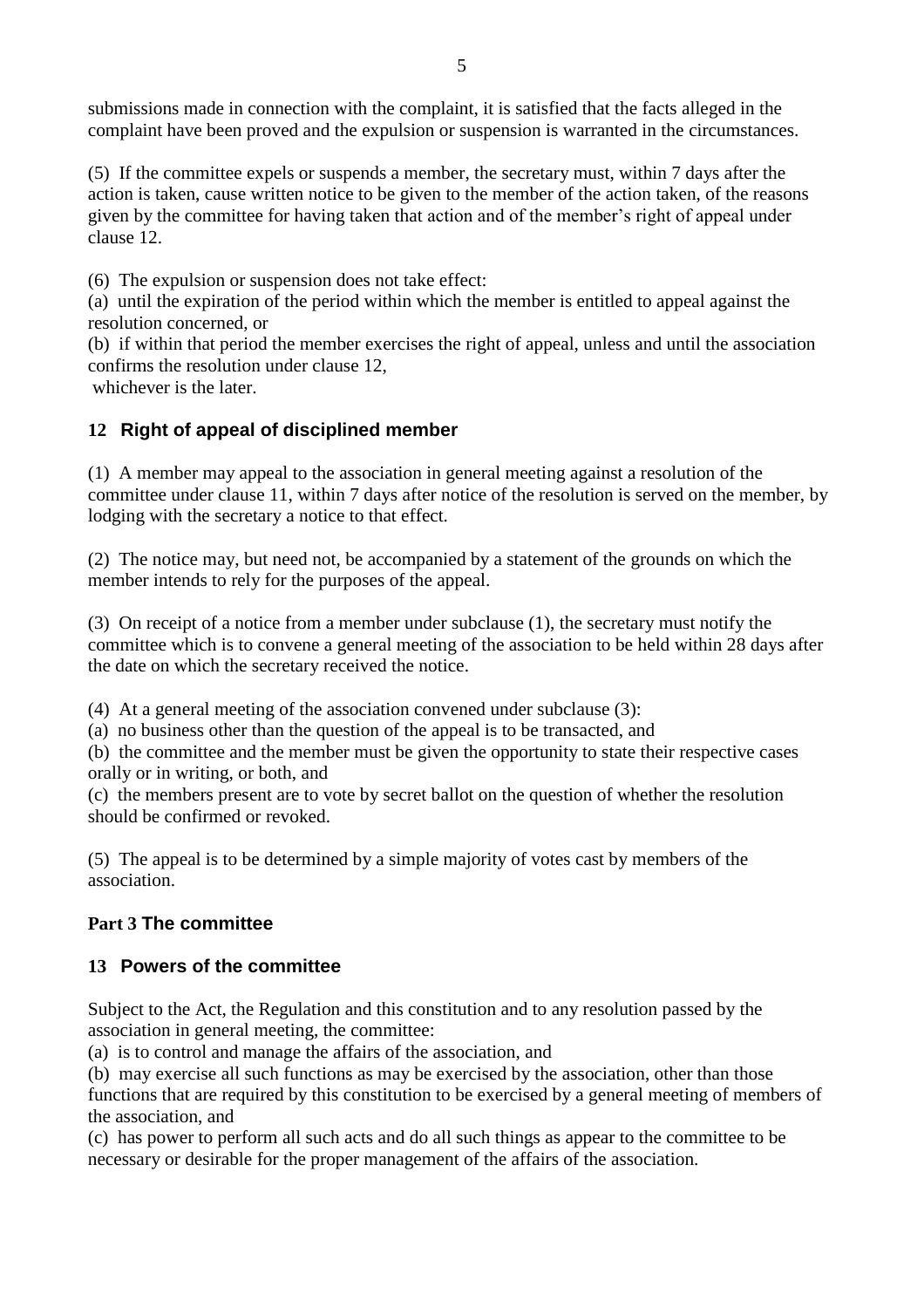submissions made in connection with the complaint, it is satisfied that the facts alleged in the complaint have been proved and the expulsion or suspension is warranted in the circumstances.

(5) If the committee expels or suspends a member, the secretary must, within 7 days after the action is taken, cause written notice to be given to the member of the action taken, of the reasons given by the committee for having taken that action and of the member's right of appeal under clause 12.

(6) The expulsion or suspension does not take effect:
(a) until the expiration of the period within which the member is entitled to appeal against the resolution concerned, or
(b) if within that period the member exercises the right of appeal, unless and until the association confirms the resolution under clause 12,
whichever is the later.

## 12 Right of appeal of disciplined member

(1) A member may appeal to the association in general meeting against a resolution of the committee under clause 11, within 7 days after notice of the resolution is served on the member, by lodging with the secretary a notice to that effect.

(2) The notice may, but need not, be accompanied by a statement of the grounds on which the member intends to rely for the purposes of the appeal.

(3) On receipt of a notice from a member under subclause (1), the secretary must notify the committee which is to convene a general meeting of the association to be held within 28 days after the date on which the secretary received the notice.

(4) At a general meeting of the association convened under subclause (3):
(a) no business other than the question of the appeal is to be transacted, and
(b) the committee and the member must be given the opportunity to state their respective cases orally or in writing, or both, and
(c) the members present are to vote by secret ballot on the question of whether the resolution should be confirmed or revoked.

(5) The appeal is to be determined by a simple majority of votes cast by members of the association.

# Part 3 The committee

## 13 Powers of the committee

Subject to the Act, the Regulation and this constitution and to any resolution passed by the association in general meeting, the committee:
(a) is to control and manage the affairs of the association, and
(b) may exercise all such functions as may be exercised by the association, other than those functions that are required by this constitution to be exercised by a general meeting of members of the association, and
(c) has power to perform all such acts and do all such things as appear to the committee to be necessary or desirable for the proper management of the affairs of the association.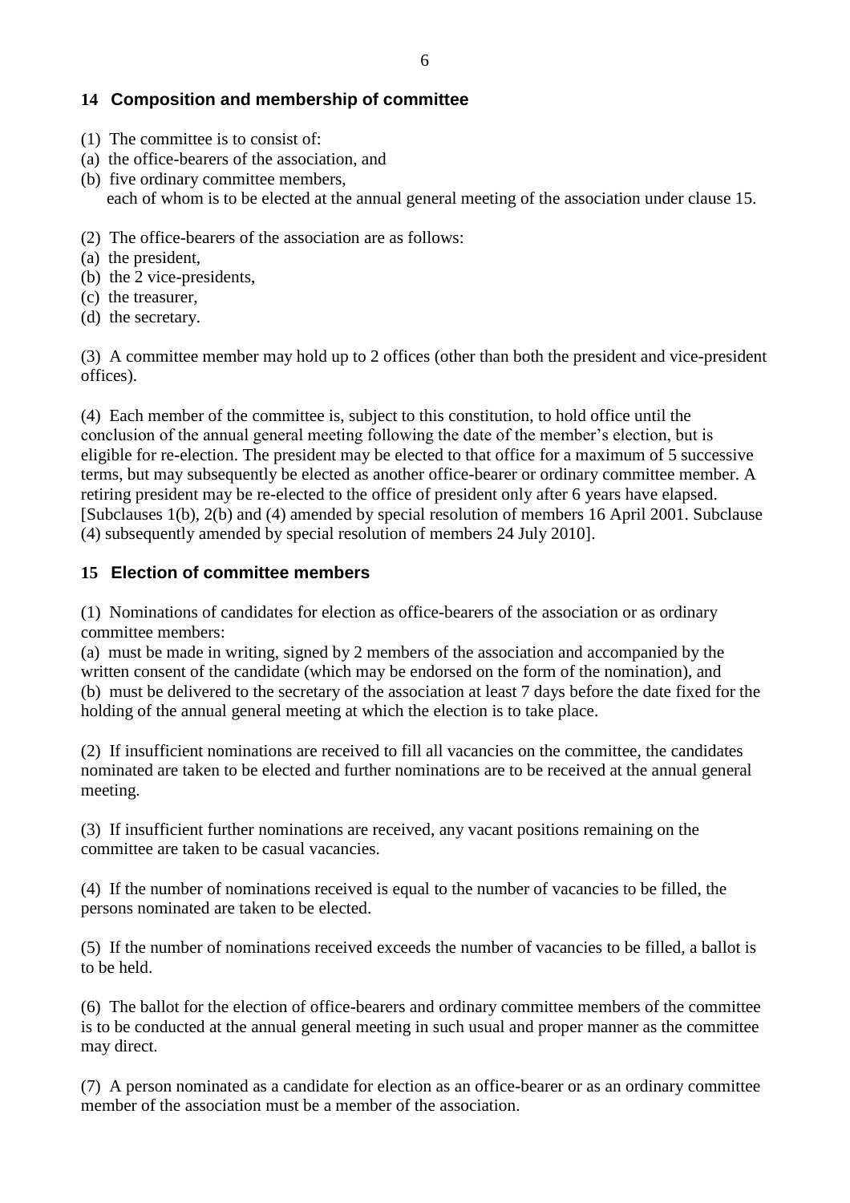## 14 Composition and membership of committee

(1) The committee is to consist of:
(a) the office-bearers of the association, and
(b) five ordinary committee members,
each of whom is to be elected at the annual general meeting of the association under clause 15.

(2) The office-bearers of the association are as follows:
(a) the president,
(b) the 2 vice-presidents,
(c) the treasurer,
(d) the secretary.

(3) A committee member may hold up to 2 offices (other than both the president and vice-president offices).

(4) Each member of the committee is, subject to this constitution, to hold office until the conclusion of the annual general meeting following the date of the member's election, but is eligible for re-election. The president may be elected to that office for a maximum of 5 successive terms, but may subsequently be elected as another office-bearer or ordinary committee member. A retiring president may be re-elected to the office of president only after 6 years have elapsed. [Subclauses 1(b), 2(b) and (4) amended by special resolution of members 16 April 2001. Subclause (4) subsequently amended by special resolution of members 24 July 2010].

## 15 Election of committee members

(1) Nominations of candidates for election as office-bearers of the association or as ordinary committee members:
(a) must be made in writing, signed by 2 members of the association and accompanied by the written consent of the candidate (which may be endorsed on the form of the nomination), and
(b) must be delivered to the secretary of the association at least 7 days before the date fixed for the holding of the annual general meeting at which the election is to take place.

(2) If insufficient nominations are received to fill all vacancies on the committee, the candidates nominated are taken to be elected and further nominations are to be received at the annual general meeting.

(3) If insufficient further nominations are received, any vacant positions remaining on the committee are taken to be casual vacancies.

(4) If the number of nominations received is equal to the number of vacancies to be filled, the persons nominated are taken to be elected.

(5) If the number of nominations received exceeds the number of vacancies to be filled, a ballot is to be held.

(6) The ballot for the election of office-bearers and ordinary committee members of the committee is to be conducted at the annual general meeting in such usual and proper manner as the committee may direct.

(7) A person nominated as a candidate for election as an office-bearer or as an ordinary committee member of the association must be a member of the association.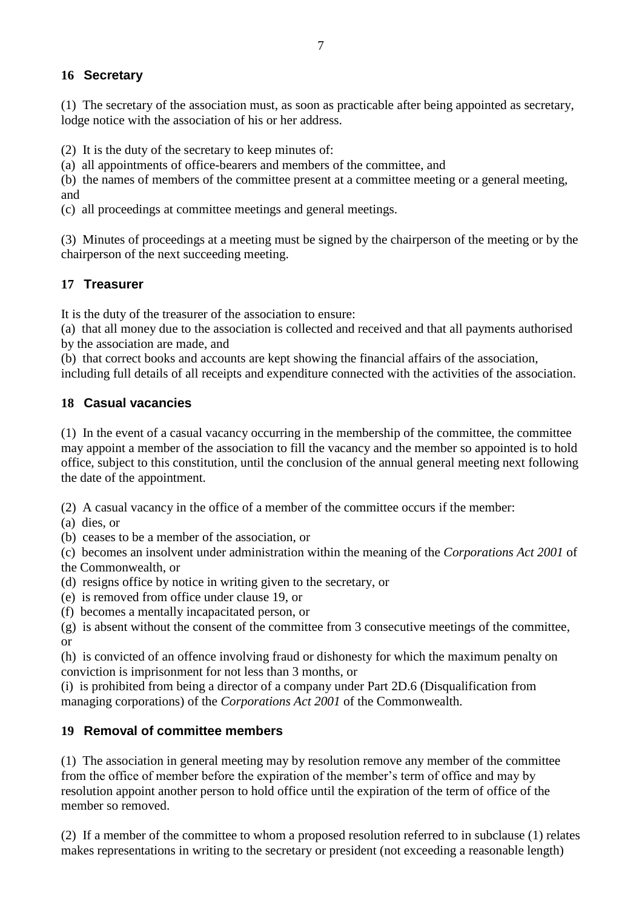## 16 Secretary

(1) The secretary of the association must, as soon as practicable after being appointed as secretary, lodge notice with the association of his or her address.

(2) It is the duty of the secretary to keep minutes of:
(a) all appointments of office-bearers and members of the committee, and
(b) the names of members of the committee present at a committee meeting or a general meeting, and
(c) all proceedings at committee meetings and general meetings.

(3) Minutes of proceedings at a meeting must be signed by the chairperson of the meeting or by the chairperson of the next succeeding meeting.

## 17 Treasurer

It is the duty of the treasurer of the association to ensure:
(a) that all money due to the association is collected and received and that all payments authorised by the association are made, and
(b) that correct books and accounts are kept showing the financial affairs of the association, including full details of all receipts and expenditure connected with the activities of the association.

## 18 Casual vacancies

(1) In the event of a casual vacancy occurring in the membership of the committee, the committee may appoint a member of the association to fill the vacancy and the member so appointed is to hold office, subject to this constitution, until the conclusion of the annual general meeting next following the date of the appointment.

(2) A casual vacancy in the office of a member of the committee occurs if the member:
(a) dies, or
(b) ceases to be a member of the association, or
(c) becomes an insolvent under administration within the meaning of the *Corporations Act 2001* of the Commonwealth, or
(d) resigns office by notice in writing given to the secretary, or
(e) is removed from office under clause 19, or
(f) becomes a mentally incapacitated person, or
(g) is absent without the consent of the committee from 3 consecutive meetings of the committee, or
(h) is convicted of an offence involving fraud or dishonesty for which the maximum penalty on conviction is imprisonment for not less than 3 months, or
(i) is prohibited from being a director of a company under Part 2D.6 (Disqualification from managing corporations) of the *Corporations Act 2001* of the Commonwealth.

## 19 Removal of committee members

(1) The association in general meeting may by resolution remove any member of the committee from the office of member before the expiration of the member's term of office and may by resolution appoint another person to hold office until the expiration of the term of office of the member so removed.

(2) If a member of the committee to whom a proposed resolution referred to in subclause (1) relates makes representations in writing to the secretary or president (not exceeding a reasonable length)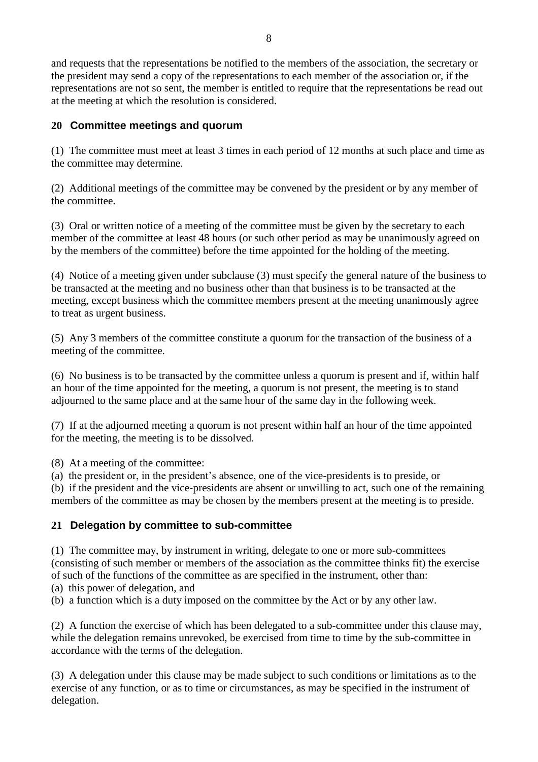and requests that the representations be notified to the members of the association, the secretary or the president may send a copy of the representations to each member of the association or, if the representations are not so sent, the member is entitled to require that the representations be read out at the meeting at which the resolution is considered.

## 20 Committee meetings and quorum

(1) The committee must meet at least 3 times in each period of 12 months at such place and time as the committee may determine.

(2) Additional meetings of the committee may be convened by the president or by any member of the committee.

(3) Oral or written notice of a meeting of the committee must be given by the secretary to each member of the committee at least 48 hours (or such other period as may be unanimously agreed on by the members of the committee) before the time appointed for the holding of the meeting.

(4) Notice of a meeting given under subclause (3) must specify the general nature of the business to be transacted at the meeting and no business other than that business is to be transacted at the meeting, except business which the committee members present at the meeting unanimously agree to treat as urgent business.

(5) Any 3 members of the committee constitute a quorum for the transaction of the business of a meeting of the committee.

(6) No business is to be transacted by the committee unless a quorum is present and if, within half an hour of the time appointed for the meeting, a quorum is not present, the meeting is to stand adjourned to the same place and at the same hour of the same day in the following week.

(7) If at the adjourned meeting a quorum is not present within half an hour of the time appointed for the meeting, the meeting is to be dissolved.

(8) At a meeting of the committee:
(a) the president or, in the president's absence, one of the vice-presidents is to preside, or
(b) if the president and the vice-presidents are absent or unwilling to act, such one of the remaining members of the committee as may be chosen by the members present at the meeting is to preside.

## 21 Delegation by committee to sub-committee

(1) The committee may, by instrument in writing, delegate to one or more sub-committees (consisting of such member or members of the association as the committee thinks fit) the exercise of such of the functions of the committee as are specified in the instrument, other than:
(a) this power of delegation, and
(b) a function which is a duty imposed on the committee by the Act or by any other law.

(2) A function the exercise of which has been delegated to a sub-committee under this clause may, while the delegation remains unrevoked, be exercised from time to time by the sub-committee in accordance with the terms of the delegation.

(3) A delegation under this clause may be made subject to such conditions or limitations as to the exercise of any function, or as to time or circumstances, as may be specified in the instrument of delegation.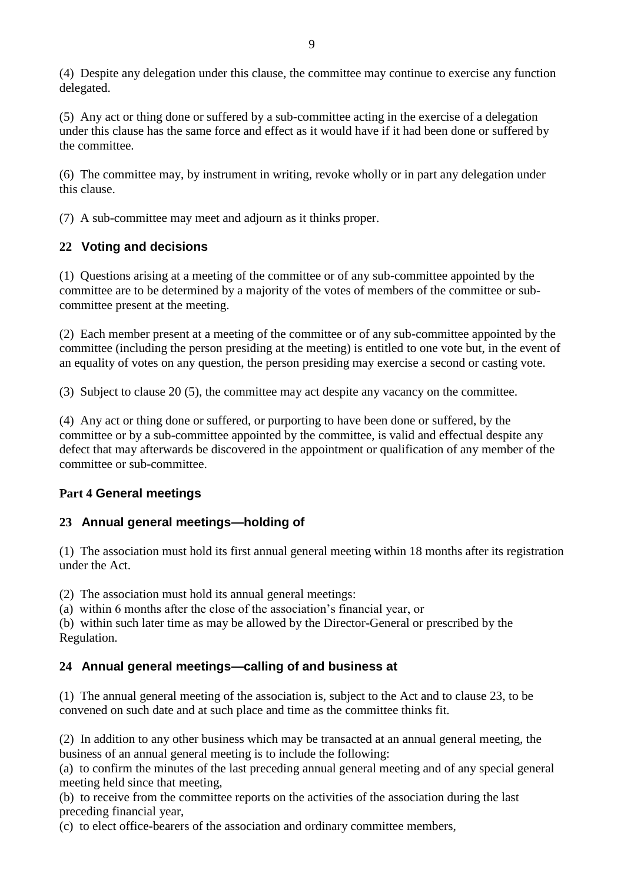(4) Despite any delegation under this clause, the committee may continue to exercise any function delegated.

(5) Any act or thing done or suffered by a sub-committee acting in the exercise of a delegation under this clause has the same force and effect as it would have if it had been done or suffered by the committee.

(6) The committee may, by instrument in writing, revoke wholly or in part any delegation under this clause.

(7) A sub-committee may meet and adjourn as it thinks proper.

### 22 Voting and decisions

(1) Questions arising at a meeting of the committee or of any sub-committee appointed by the committee are to be determined by a majority of the votes of members of the committee or sub-committee present at the meeting.

(2) Each member present at a meeting of the committee or of any sub-committee appointed by the committee (including the person presiding at the meeting) is entitled to one vote but, in the event of an equality of votes on any question, the person presiding may exercise a second or casting vote.

(3) Subject to clause 20 (5), the committee may act despite any vacancy on the committee.

(4) Any act or thing done or suffered, or purporting to have been done or suffered, by the committee or by a sub-committee appointed by the committee, is valid and effectual despite any defect that may afterwards be discovered in the appointment or qualification of any member of the committee or sub-committee.

## Part 4 General meetings

### 23 Annual general meetings—holding of

(1) The association must hold its first annual general meeting within 18 months after its registration under the Act.

(2) The association must hold its annual general meetings:
(a) within 6 months after the close of the association's financial year, or
(b) within such later time as may be allowed by the Director-General or prescribed by the Regulation.

### 24 Annual general meetings—calling of and business at

(1) The annual general meeting of the association is, subject to the Act and to clause 23, to be convened on such date and at such place and time as the committee thinks fit.

(2) In addition to any other business which may be transacted at an annual general meeting, the business of an annual general meeting is to include the following:
(a) to confirm the minutes of the last preceding annual general meeting and of any special general meeting held since that meeting,
(b) to receive from the committee reports on the activities of the association during the last preceding financial year,
(c) to elect office-bearers of the association and ordinary committee members,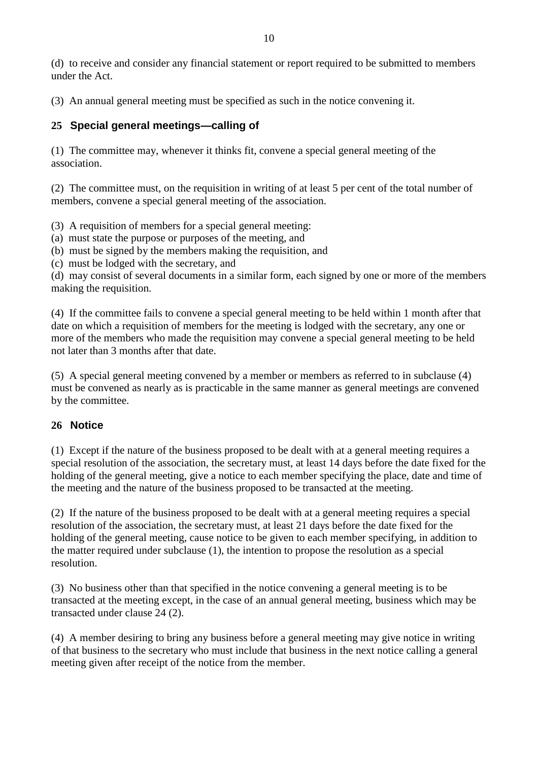(d) to receive and consider any financial statement or report required to be submitted to members under the Act.

(3) An annual general meeting must be specified as such in the notice convening it.

## 25 Special general meetings—calling of

(1) The committee may, whenever it thinks fit, convene a special general meeting of the association.

(2) The committee must, on the requisition in writing of at least 5 per cent of the total number of members, convene a special general meeting of the association.

(3) A requisition of members for a special general meeting:
(a) must state the purpose or purposes of the meeting, and
(b) must be signed by the members making the requisition, and
(c) must be lodged with the secretary, and
(d) may consist of several documents in a similar form, each signed by one or more of the members making the requisition.

(4) If the committee fails to convene a special general meeting to be held within 1 month after that date on which a requisition of members for the meeting is lodged with the secretary, any one or more of the members who made the requisition may convene a special general meeting to be held not later than 3 months after that date.

(5) A special general meeting convened by a member or members as referred to in subclause (4) must be convened as nearly as is practicable in the same manner as general meetings are convened by the committee.

## 26 Notice

(1) Except if the nature of the business proposed to be dealt with at a general meeting requires a special resolution of the association, the secretary must, at least 14 days before the date fixed for the holding of the general meeting, give a notice to each member specifying the place, date and time of the meeting and the nature of the business proposed to be transacted at the meeting.

(2) If the nature of the business proposed to be dealt with at a general meeting requires a special resolution of the association, the secretary must, at least 21 days before the date fixed for the holding of the general meeting, cause notice to be given to each member specifying, in addition to the matter required under subclause (1), the intention to propose the resolution as a special resolution.

(3) No business other than that specified in the notice convening a general meeting is to be transacted at the meeting except, in the case of an annual general meeting, business which may be transacted under clause 24 (2).

(4) A member desiring to bring any business before a general meeting may give notice in writing of that business to the secretary who must include that business in the next notice calling a general meeting given after receipt of the notice from the member.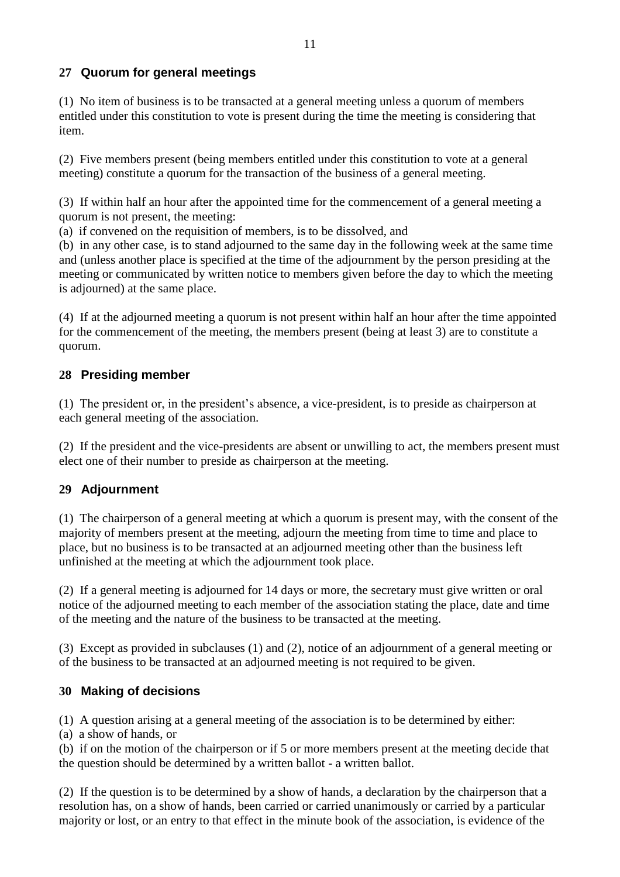### 27 Quorum for general meetings

(1) No item of business is to be transacted at a general meeting unless a quorum of members entitled under this constitution to vote is present during the time the meeting is considering that item.

(2) Five members present (being members entitled under this constitution to vote at a general meeting) constitute a quorum for the transaction of the business of a general meeting.

(3) If within half an hour after the appointed time for the commencement of a general meeting a quorum is not present, the meeting:
(a) if convened on the requisition of members, is to be dissolved, and
(b) in any other case, is to stand adjourned to the same day in the following week at the same time and (unless another place is specified at the time of the adjournment by the person presiding at the meeting or communicated by written notice to members given before the day to which the meeting is adjourned) at the same place.

(4) If at the adjourned meeting a quorum is not present within half an hour after the time appointed for the commencement of the meeting, the members present (being at least 3) are to constitute a quorum.

### 28 Presiding member

(1) The president or, in the president's absence, a vice-president, is to preside as chairperson at each general meeting of the association.

(2) If the president and the vice-presidents are absent or unwilling to act, the members present must elect one of their number to preside as chairperson at the meeting.

### 29 Adjournment

(1) The chairperson of a general meeting at which a quorum is present may, with the consent of the majority of members present at the meeting, adjourn the meeting from time to time and place to place, but no business is to be transacted at an adjourned meeting other than the business left unfinished at the meeting at which the adjournment took place.

(2) If a general meeting is adjourned for 14 days or more, the secretary must give written or oral notice of the adjourned meeting to each member of the association stating the place, date and time of the meeting and the nature of the business to be transacted at the meeting.

(3) Except as provided in subclauses (1) and (2), notice of an adjournment of a general meeting or of the business to be transacted at an adjourned meeting is not required to be given.

### 30 Making of decisions

(1) A question arising at a general meeting of the association is to be determined by either:
(a) a show of hands, or
(b) if on the motion of the chairperson or if 5 or more members present at the meeting decide that the question should be determined by a written ballot - a written ballot.

(2) If the question is to be determined by a show of hands, a declaration by the chairperson that a resolution has, on a show of hands, been carried or carried unanimously or carried by a particular majority or lost, or an entry to that effect in the minute book of the association, is evidence of the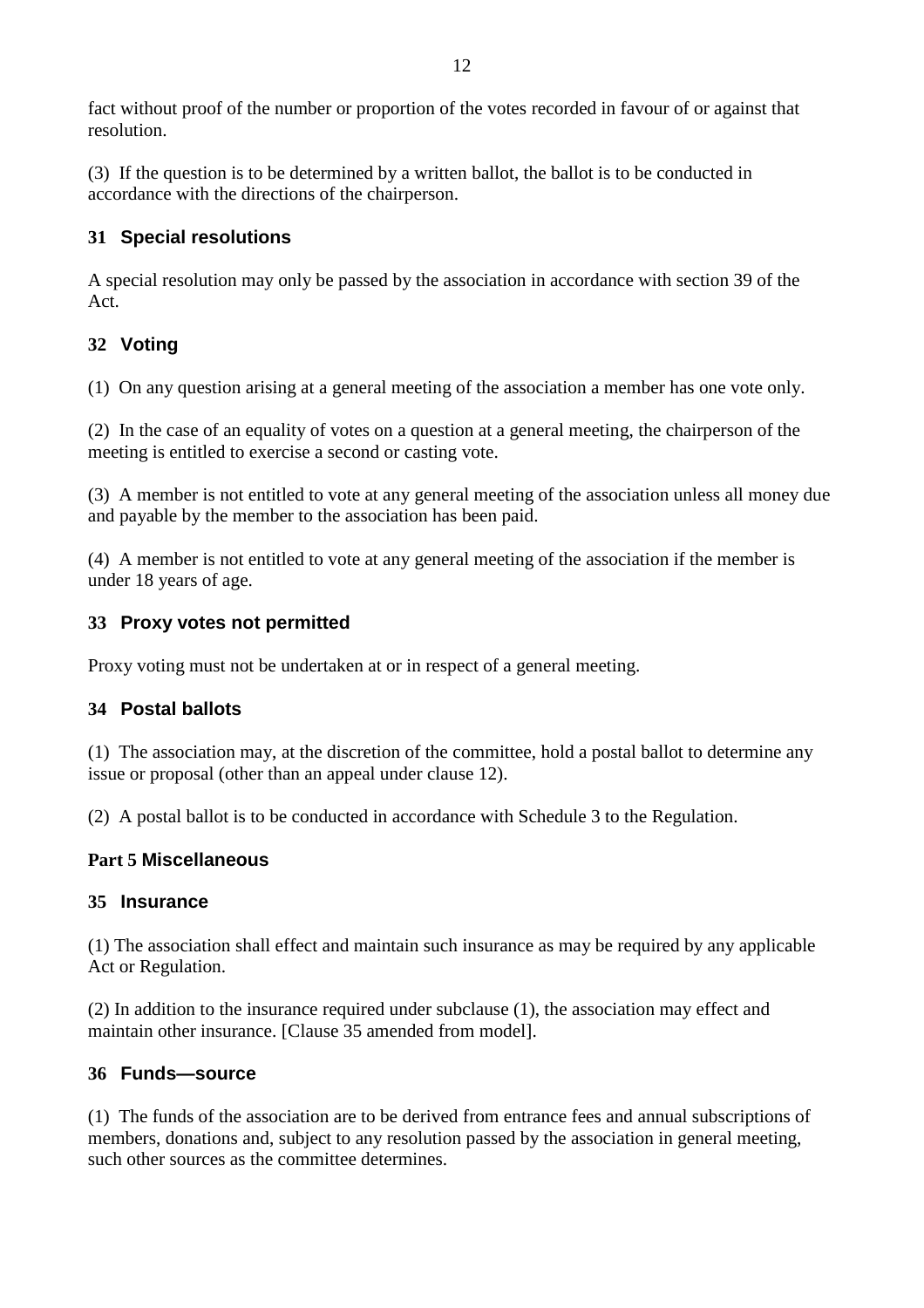fact without proof of the number or proportion of the votes recorded in favour of or against that resolution.

(3) If the question is to be determined by a written ballot, the ballot is to be conducted in accordance with the directions of the chairperson.

### 31 Special resolutions

A special resolution may only be passed by the association in accordance with section 39 of the Act.

### 32 Voting

(1) On any question arising at a general meeting of the association a member has one vote only.

(2) In the case of an equality of votes on a question at a general meeting, the chairperson of the meeting is entitled to exercise a second or casting vote.

(3) A member is not entitled to vote at any general meeting of the association unless all money due and payable by the member to the association has been paid.

(4) A member is not entitled to vote at any general meeting of the association if the member is under 18 years of age.

### 33 Proxy votes not permitted

Proxy voting must not be undertaken at or in respect of a general meeting.

### 34 Postal ballots

(1) The association may, at the discretion of the committee, hold a postal ballot to determine any issue or proposal (other than an appeal under clause 12).

(2) A postal ballot is to be conducted in accordance with Schedule 3 to the Regulation.

## Part 5 Miscellaneous

### 35 Insurance

(1) The association shall effect and maintain such insurance as may be required by any applicable Act or Regulation.

(2) In addition to the insurance required under subclause (1), the association may effect and maintain other insurance. [Clause 35 amended from model].

### 36 Funds—source

(1) The funds of the association are to be derived from entrance fees and annual subscriptions of members, donations and, subject to any resolution passed by the association in general meeting, such other sources as the committee determines.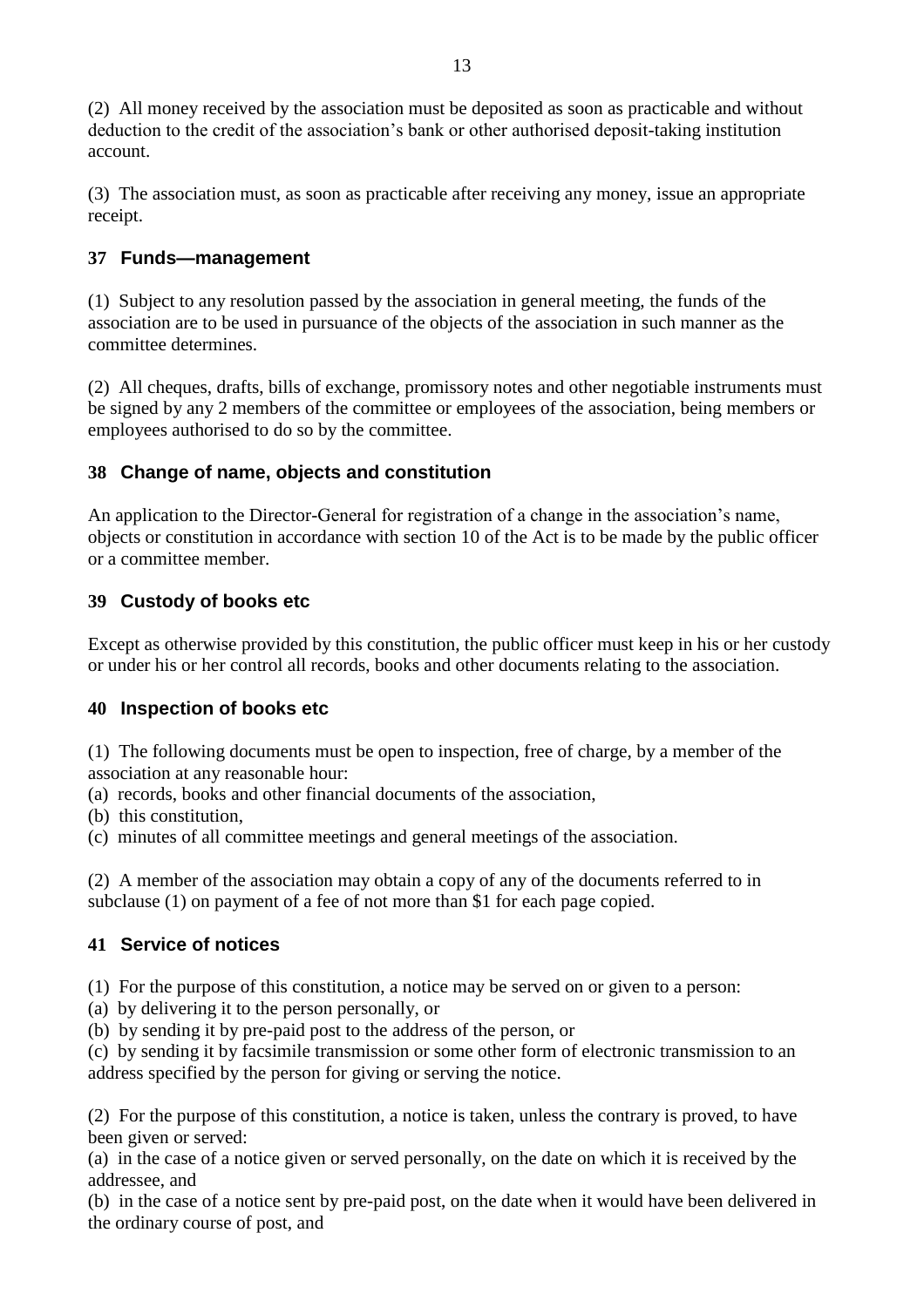(2) All money received by the association must be deposited as soon as practicable and without deduction to the credit of the association's bank or other authorised deposit-taking institution account.

(3) The association must, as soon as practicable after receiving any money, issue an appropriate receipt.

### 37 Funds—management

(1) Subject to any resolution passed by the association in general meeting, the funds of the association are to be used in pursuance of the objects of the association in such manner as the committee determines.

(2) All cheques, drafts, bills of exchange, promissory notes and other negotiable instruments must be signed by any 2 members of the committee or employees of the association, being members or employees authorised to do so by the committee.

### 38 Change of name, objects and constitution

An application to the Director-General for registration of a change in the association's name, objects or constitution in accordance with section 10 of the Act is to be made by the public officer or a committee member.

### 39 Custody of books etc

Except as otherwise provided by this constitution, the public officer must keep in his or her custody or under his or her control all records, books and other documents relating to the association.

### 40 Inspection of books etc

(1) The following documents must be open to inspection, free of charge, by a member of the association at any reasonable hour:
(a) records, books and other financial documents of the association,
(b) this constitution,
(c) minutes of all committee meetings and general meetings of the association.

(2) A member of the association may obtain a copy of any of the documents referred to in subclause (1) on payment of a fee of not more than $1 for each page copied.

### 41 Service of notices

(1) For the purpose of this constitution, a notice may be served on or given to a person:
(a) by delivering it to the person personally, or
(b) by sending it by pre-paid post to the address of the person, or
(c) by sending it by facsimile transmission or some other form of electronic transmission to an address specified by the person for giving or serving the notice.

(2) For the purpose of this constitution, a notice is taken, unless the contrary is proved, to have been given or served:
(a) in the case of a notice given or served personally, on the date on which it is received by the addressee, and
(b) in the case of a notice sent by pre-paid post, on the date when it would have been delivered in the ordinary course of post, and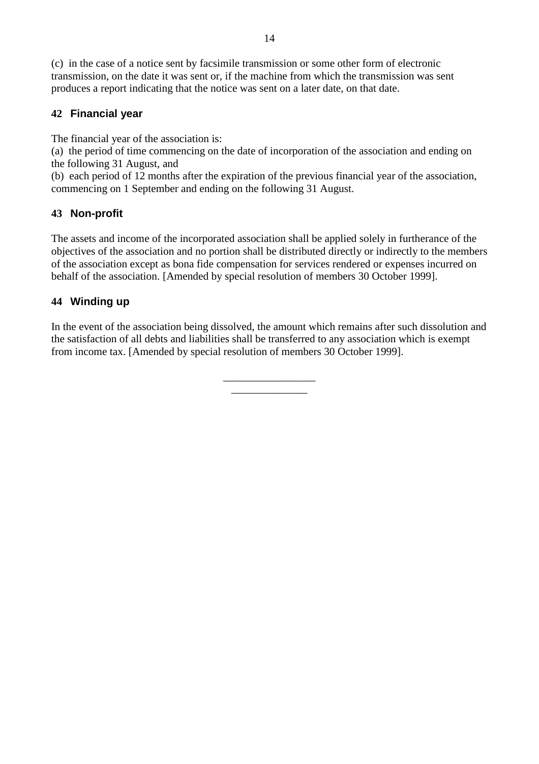(c) in the case of a notice sent by facsimile transmission or some other form of electronic transmission, on the date it was sent or, if the machine from which the transmission was sent produces a report indicating that the notice was sent on a later date, on that date.

## 42 Financial year

The financial year of the association is:

(a) the period of time commencing on the date of incorporation of the association and ending on the following 31 August, and

(b) each period of 12 months after the expiration of the previous financial year of the association, commencing on 1 September and ending on the following 31 August.

## 43 Non-profit

The assets and income of the incorporated association shall be applied solely in furtherance of the objectives of the association and no portion shall be distributed directly or indirectly to the members of the association except as bona fide compensation for services rendered or expenses incurred on behalf of the association. [Amended by special resolution of members 30 October 1999].

## 44 Winding up

In the event of the association being dissolved, the amount which remains after such dissolution and the satisfaction of all debts and liabilities shall be transferred to any association which is exempt from income tax. [Amended by special resolution of members 30 October 1999].